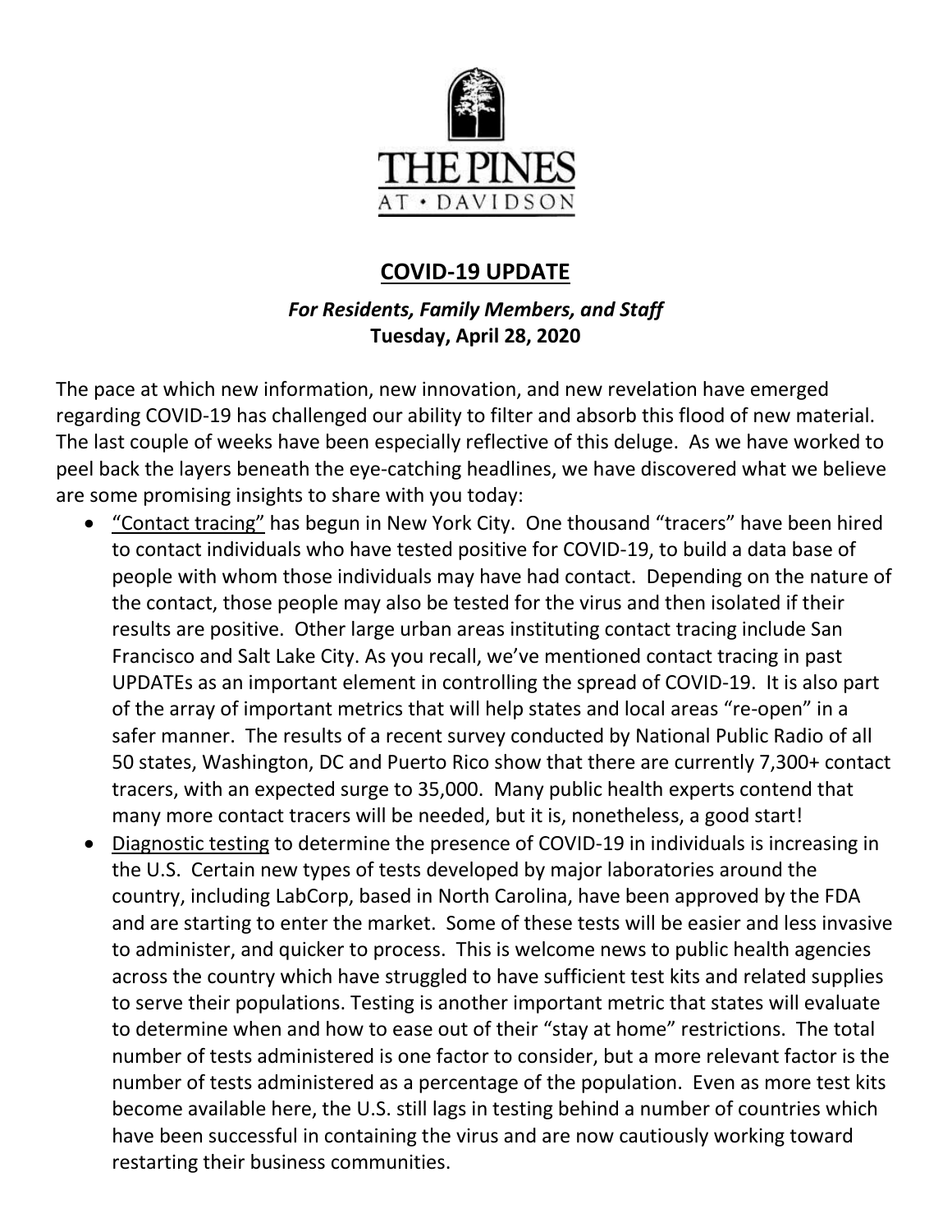THE PINES
AT • DAVIDSON

# COVID-19 UPDATE

***For Residents, Family Members, and Staff***
**Tuesday, April 28, 2020**

The pace at which new information, new innovation, and new revelation have emerged regarding COVID-19 has challenged our ability to filter and absorb this flood of new material. The last couple of weeks have been especially reflective of this deluge. As we have worked to peel back the layers beneath the eye-catching headlines, we have discovered what we believe are some promising insights to share with you today:

- <u>"Contact tracing"</u> has begun in New York City. One thousand "tracers" have been hired to contact individuals who have tested positive for COVID-19, to build a data base of people with whom those individuals may have had contact. Depending on the nature of the contact, those people may also be tested for the virus and then isolated if their results are positive. Other large urban areas instituting contact tracing include San Francisco and Salt Lake City. As you recall, we've mentioned contact tracing in past UPDATEs as an important element in controlling the spread of COVID-19. It is also part of the array of important metrics that will help states and local areas "re-open" in a safer manner. The results of a recent survey conducted by National Public Radio of all 50 states, Washington, DC and Puerto Rico show that there are currently 7,300+ contact tracers, with an expected surge to 35,000. Many public health experts contend that many more contact tracers will be needed, but it is, nonetheless, a good start!
- <u>Diagnostic testing</u> to determine the presence of COVID-19 in individuals is increasing in the U.S. Certain new types of tests developed by major laboratories around the country, including LabCorp, based in North Carolina, have been approved by the FDA and are starting to enter the market. Some of these tests will be easier and less invasive to administer, and quicker to process. This is welcome news to public health agencies across the country which have struggled to have sufficient test kits and related supplies to serve their populations. Testing is another important metric that states will evaluate to determine when and how to ease out of their "stay at home" restrictions. The total number of tests administered is one factor to consider, but a more relevant factor is the number of tests administered as a percentage of the population. Even as more test kits become available here, the U.S. still lags in testing behind a number of countries which have been successful in containing the virus and are now cautiously working toward restarting their business communities.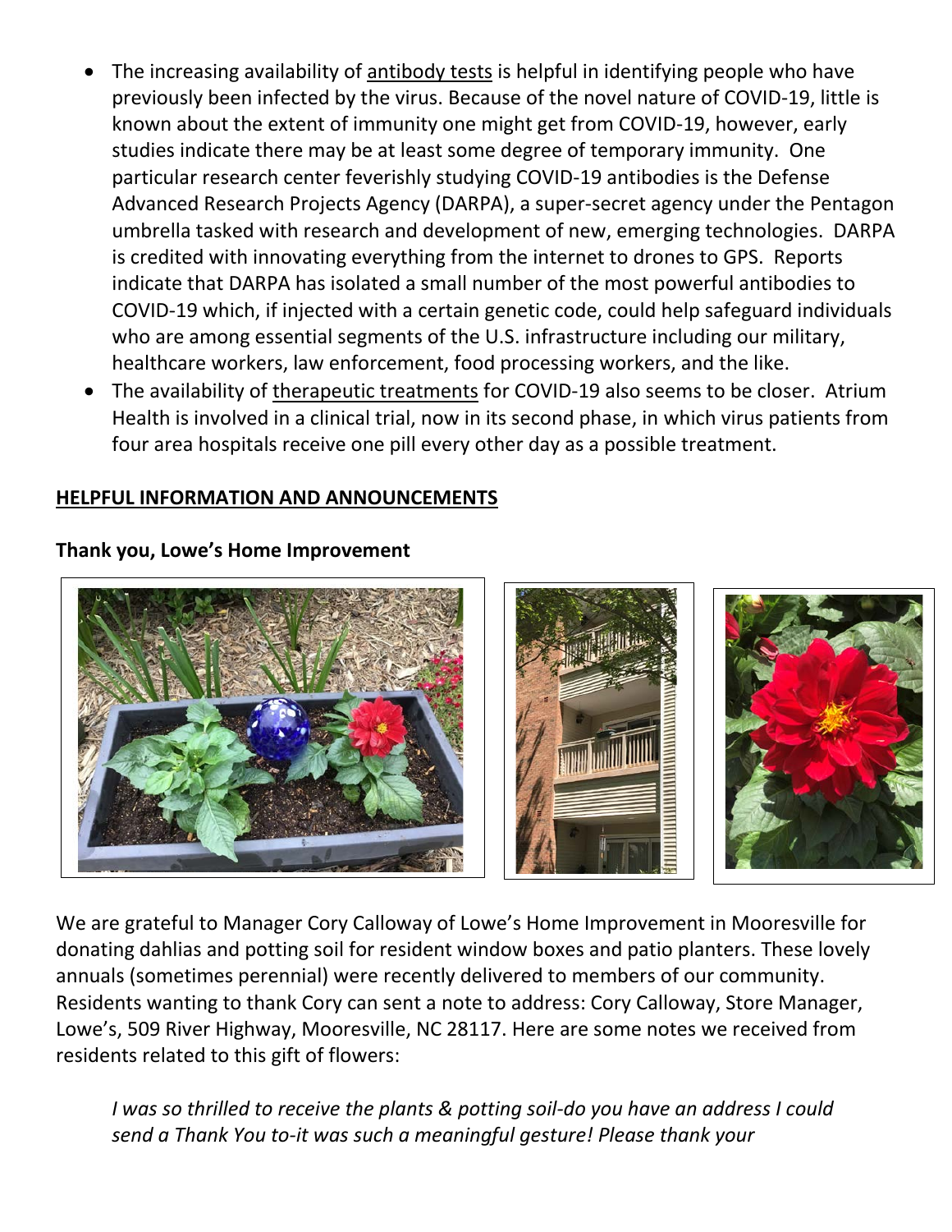- The increasing availability of antibody tests is helpful in identifying people who have previously been infected by the virus. Because of the novel nature of COVID-19, little is known about the extent of immunity one might get from COVID-19, however, early studies indicate there may be at least some degree of temporary immunity. One particular research center feverishly studying COVID-19 antibodies is the Defense Advanced Research Projects Agency (DARPA), a super-secret agency under the Pentagon umbrella tasked with research and development of new, emerging technologies. DARPA is credited with innovating everything from the internet to drones to GPS. Reports indicate that DARPA has isolated a small number of the most powerful antibodies to COVID-19 which, if injected with a certain genetic code, could help safeguard individuals who are among essential segments of the U.S. infrastructure including our military, healthcare workers, law enforcement, food processing workers, and the like.
- The availability of therapeutic treatments for COVID-19 also seems to be closer. Atrium Health is involved in a clinical trial, now in its second phase, in which virus patients from four area hospitals receive one pill every other day as a possible treatment.

## HELPFUL INFORMATION AND ANNOUNCEMENTS

**Thank you, Lowe's Home Improvement**

We are grateful to Manager Cory Calloway of Lowe's Home Improvement in Mooresville for donating dahlias and potting soil for resident window boxes and patio planters. These lovely annuals (sometimes perennial) were recently delivered to members of our community. Residents wanting to thank Cory can sent a note to address: Cory Calloway, Store Manager, Lowe's, 509 River Highway, Mooresville, NC 28117. Here are some notes we received from residents related to this gift of flowers:

*I was so thrilled to receive the plants & potting soil-do you have an address I could send a Thank You to-it was such a meaningful gesture! Please thank your*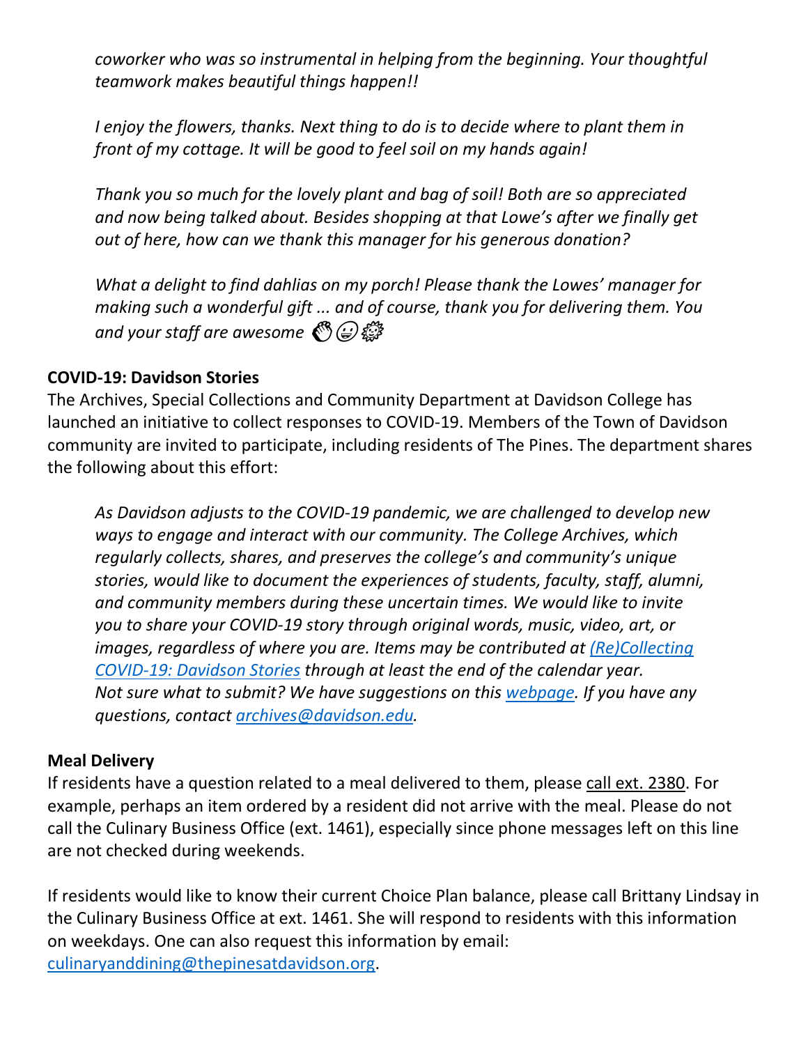*coworker who was so instrumental in helping from the beginning. Your thoughtful teamwork makes beautiful things happen!!*

*I enjoy the flowers, thanks. Next thing to do is to decide where to plant them in front of my cottage. It will be good to feel soil on my hands again!*

*Thank you so much for the lovely plant and bag of soil! Both are so appreciated and now being talked about. Besides shopping at that Lowe's after we finally get out of here, how can we thank this manager for his generous donation?*

*What a delight to find dahlias on my porch! Please thank the Lowes' manager for making such a wonderful gift ... and of course, thank you for delivering them. You and your staff are awesome* 👏😀🌼

**COVID-19: Davidson Stories**

The Archives, Special Collections and Community Department at Davidson College has launched an initiative to collect responses to COVID-19. Members of the Town of Davidson community are invited to participate, including residents of The Pines. The department shares the following about this effort:

*As Davidson adjusts to the COVID-19 pandemic, we are challenged to develop new ways to engage and interact with our community. The College Archives, which regularly collects, shares, and preserves the college's and community's unique stories, would like to document the experiences of students, faculty, staff, alumni, and community members during these uncertain times. We would like to invite you to share your COVID-19 story through original words, music, video, art, or images, regardless of where you are. Items may be contributed at [(Re)Collecting COVID-19: Davidson Stories] through at least the end of the calendar year. Not sure what to submit? We have suggestions on this [webpage]. If you have any questions, contact archives@davidson.edu.*

**Meal Delivery**

If residents have a question related to a meal delivered to them, please call ext. 2380. For example, perhaps an item ordered by a resident did not arrive with the meal. Please do not call the Culinary Business Office (ext. 1461), especially since phone messages left on this line are not checked during weekends.

If residents would like to know their current Choice Plan balance, please call Brittany Lindsay in the Culinary Business Office at ext. 1461. She will respond to residents with this information on weekdays. One can also request this information by email: culinaryanddining@thepinesatdavidson.org.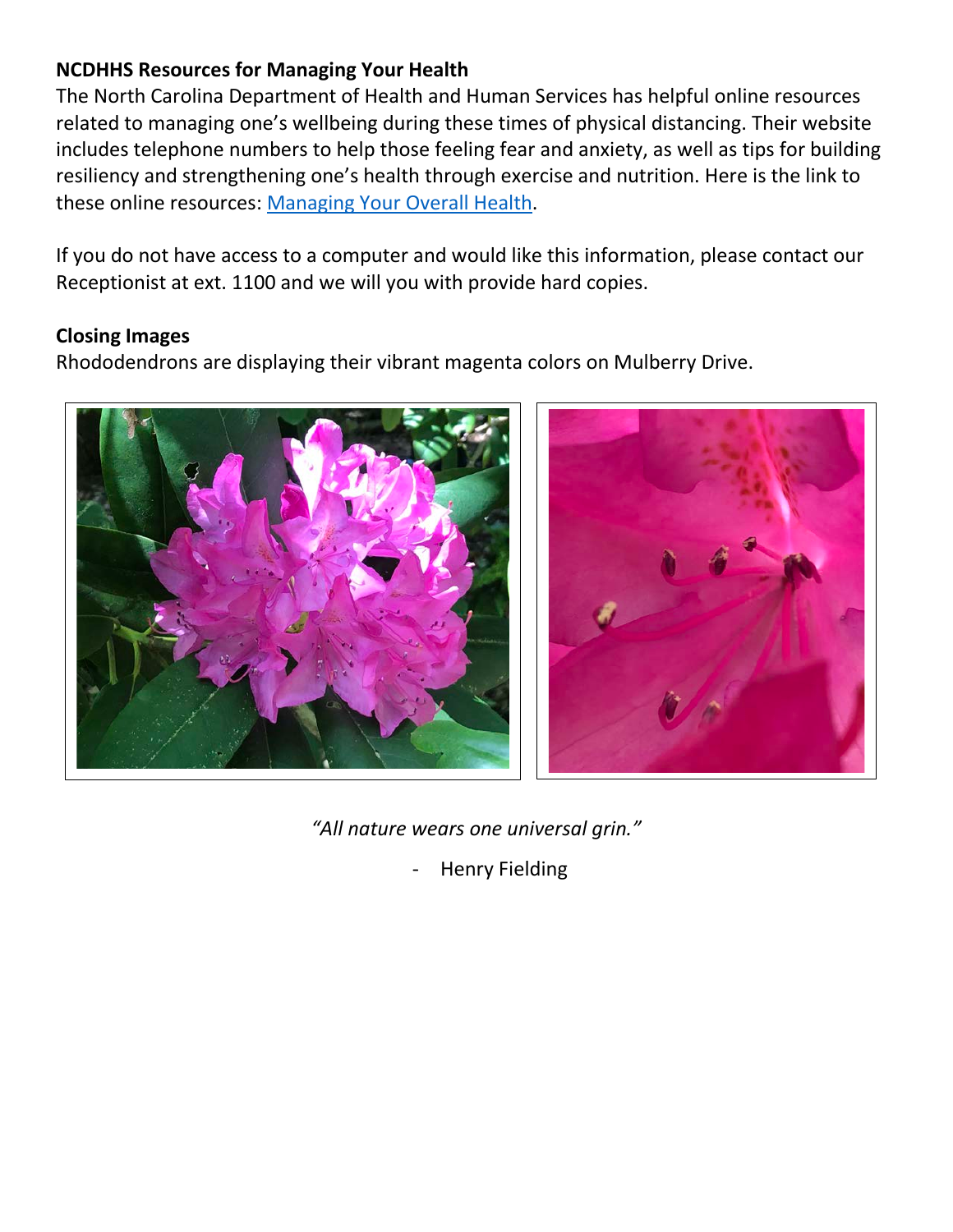**NCDHHS Resources for Managing Your Health**

The North Carolina Department of Health and Human Services has helpful online resources related to managing one's wellbeing during these times of physical distancing. Their website includes telephone numbers to help those feeling fear and anxiety, as well as tips for building resiliency and strengthening one's health through exercise and nutrition. Here is the link to these online resources: Managing Your Overall Health.

If you do not have access to a computer and would like this information, please contact our Receptionist at ext. 1100 and we will you with provide hard copies.

**Closing Images**

Rhododendrons are displaying their vibrant magenta colors on Mulberry Drive.

*"All nature wears one universal grin."*

- Henry Fielding